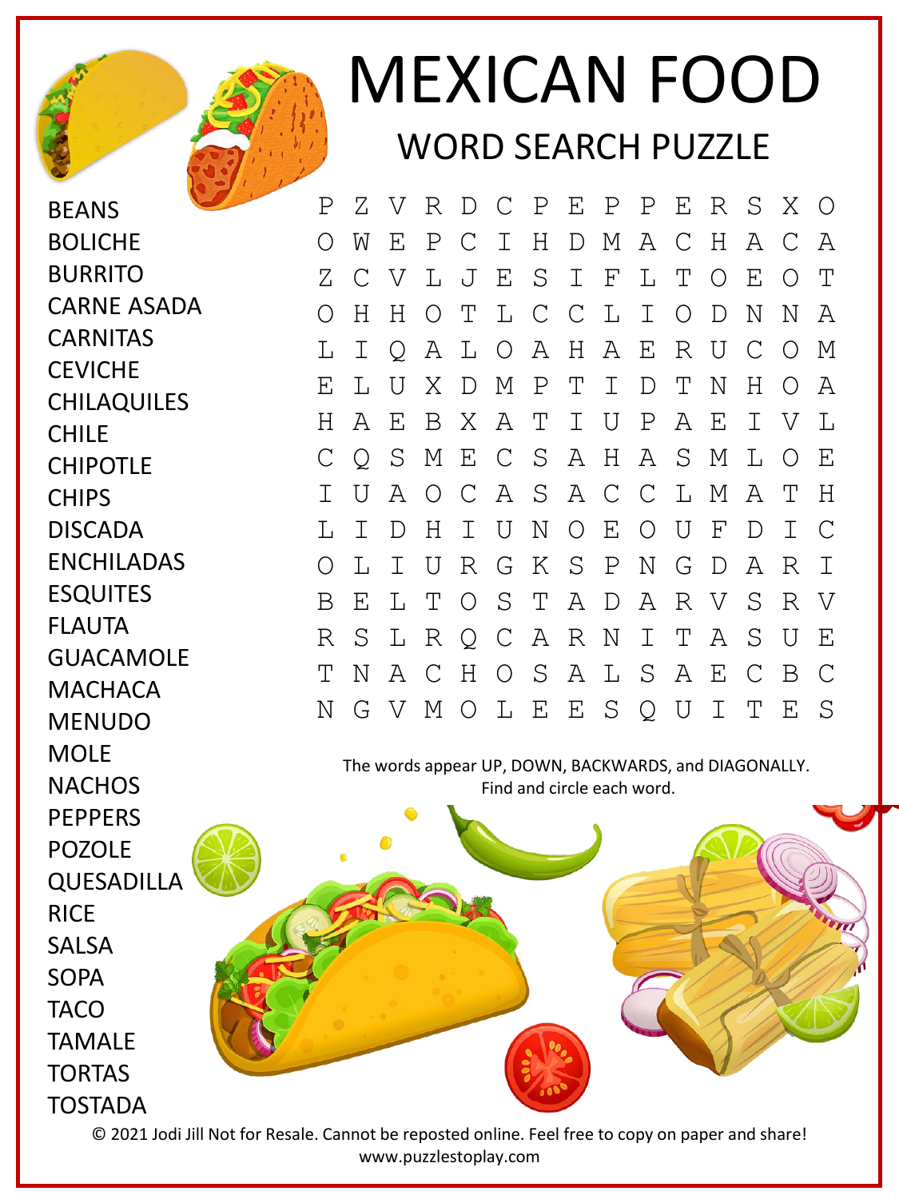# MEXICAN FOOD

## WORD SEARCH PUZZLE

BEANS
BOLICHE
BURRITO
CARNE ASADA
CARNITAS
CEVICHE
CHILAQUILES
CHILE
CHIPOTLE
CHIPS
DISCADA
ENCHILADAS
ESQUITES
FLAUTA
GUACAMOLE
MACHACA
MENUDO
MOLE
NACHOS
PEPPERS
POZOLE
QUESADILLA
RICE
SALSA
SOPA
TACO
TAMALE
TORTAS
TOSTADA

```
P Z V R D C P E P P E R S X O
O W E P C I H D M A C H A C A
Z C V L J E S I F L T O E O T
O H H O T L C C L I O D N N A
L I Q A L O A H A E R U C O M
E L U X D M P T I D T N H O A
H A E B X A T I U P A E I V L
C Q S M E C S A H A S M L O E
I U A O C A S A C C L M A T H
L I D H I U N O E O U F D I C
O L I U R G K S P N G D A R I
B E L T O S T A D A R V S R V
R S L R Q C A R N I T A S U E
T N A C H O S A L S A E C B C
N G V M O L E E S Q U I T E S
```

The words appear UP, DOWN, BACKWARDS, and DIAGONALLY.
Find and circle each word.

© 2021 Jodi Jill Not for Resale. Cannot be reposted online. Feel free to copy on paper and share!
www.puzzlestoplay.com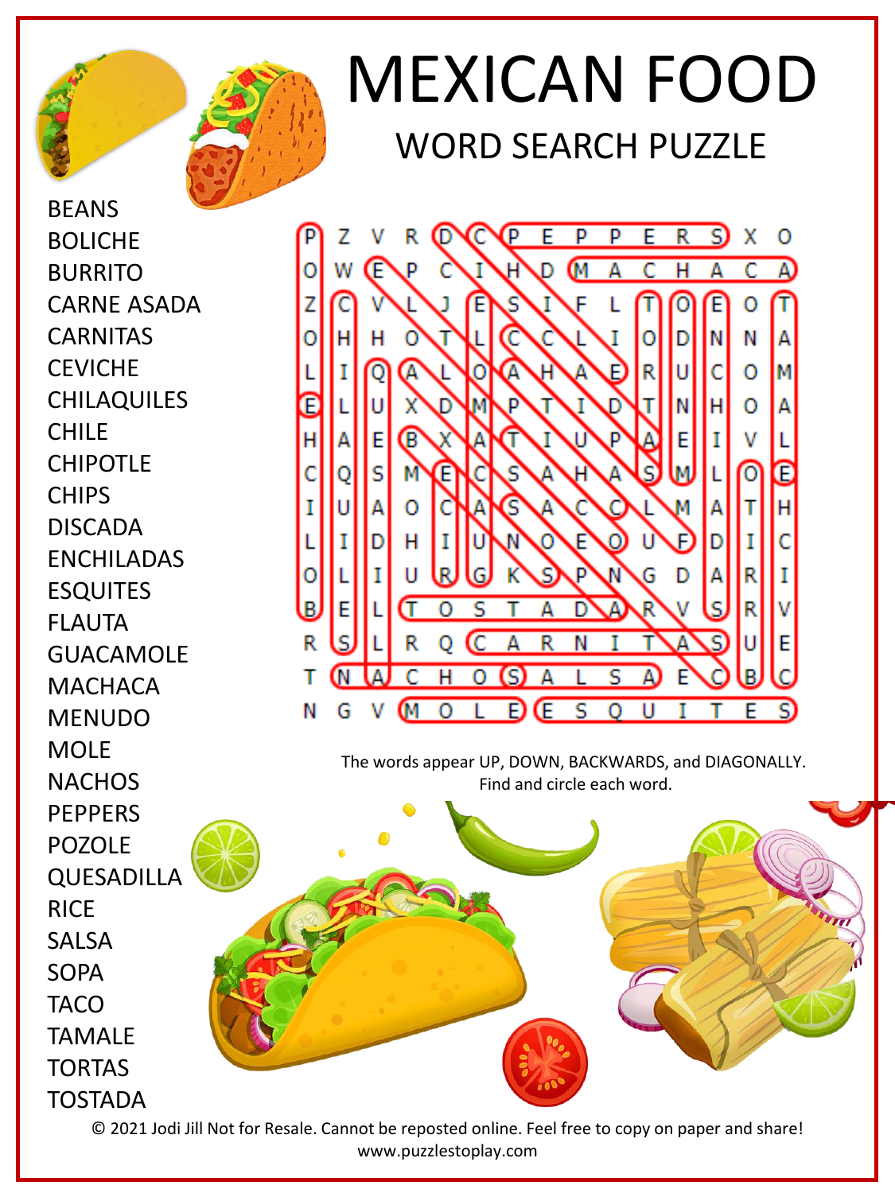# MEXICAN FOOD

## WORD SEARCH PUZZLE

BEANS
BOLICHE
BURRITO
CARNE ASADA
CARNITAS
CEVICHE
CHILAQUILES
CHILE
CHIPOTLE
CHIPS
DISCADA
ENCHILADAS
ESQUITES
FLAUTA
GUACAMOLE
MACHACA
MENUDO
MOLE
NACHOS
PEPPERS
POZOLE
QUESADILLA
RICE
SALSA
SOPA
TACO
TAMALE
TORTAS
TOSTADA

| | | | | | | | | | | | | | | |
|---|---|---|---|---|---|---|---|---|---|---|---|---|---|---|
| P | Z | V | R | D | C | P | E | P | P | E | R | S | X | O |
| O | W | E | P | C | I | H | D | M | A | C | H | A | C | A |
| Z | C | V | L | J | E | S | I | F | L | T | O | E | O | T |
| O | H | H | O | T | L | C | C | L | I | O | D | N | N | A |
| L | I | Q | A | L | O | A | H | A | E | R | U | C | O | M |
| E | L | U | X | D | M | P | T | I | D | T | N | H | O | A |
| H | A | E | B | X | A | T | I | U | P | A | E | I | V | L |
| C | Q | S | M | E | C | S | A | H | A | S | M | L | O | E |
| I | U | A | O | C | A | S | A | C | C | L | M | A | T | H |
| L | I | D | H | I | U | N | O | E | O | U | F | D | I | C |
| O | L | I | U | R | G | K | S | P | N | G | D | A | R | I |
| B | E | L | T | O | S | T | A | D | A | R | V | S | R | V |
| R | S | L | R | Q | C | A | R | N | I | T | A | S | U | E |
| T | N | A | C | H | O | S | A | L | S | A | E | C | B | C |
| N | G | V | M | O | L | E | E | S | Q | U | I | T | E | S |

The words appear UP, DOWN, BACKWARDS, and DIAGONALLY.
Find and circle each word.

© 2021 Jodi Jill Not for Resale. Cannot be reposted online. Feel free to copy on paper and share!
www.puzzlestoplay.com